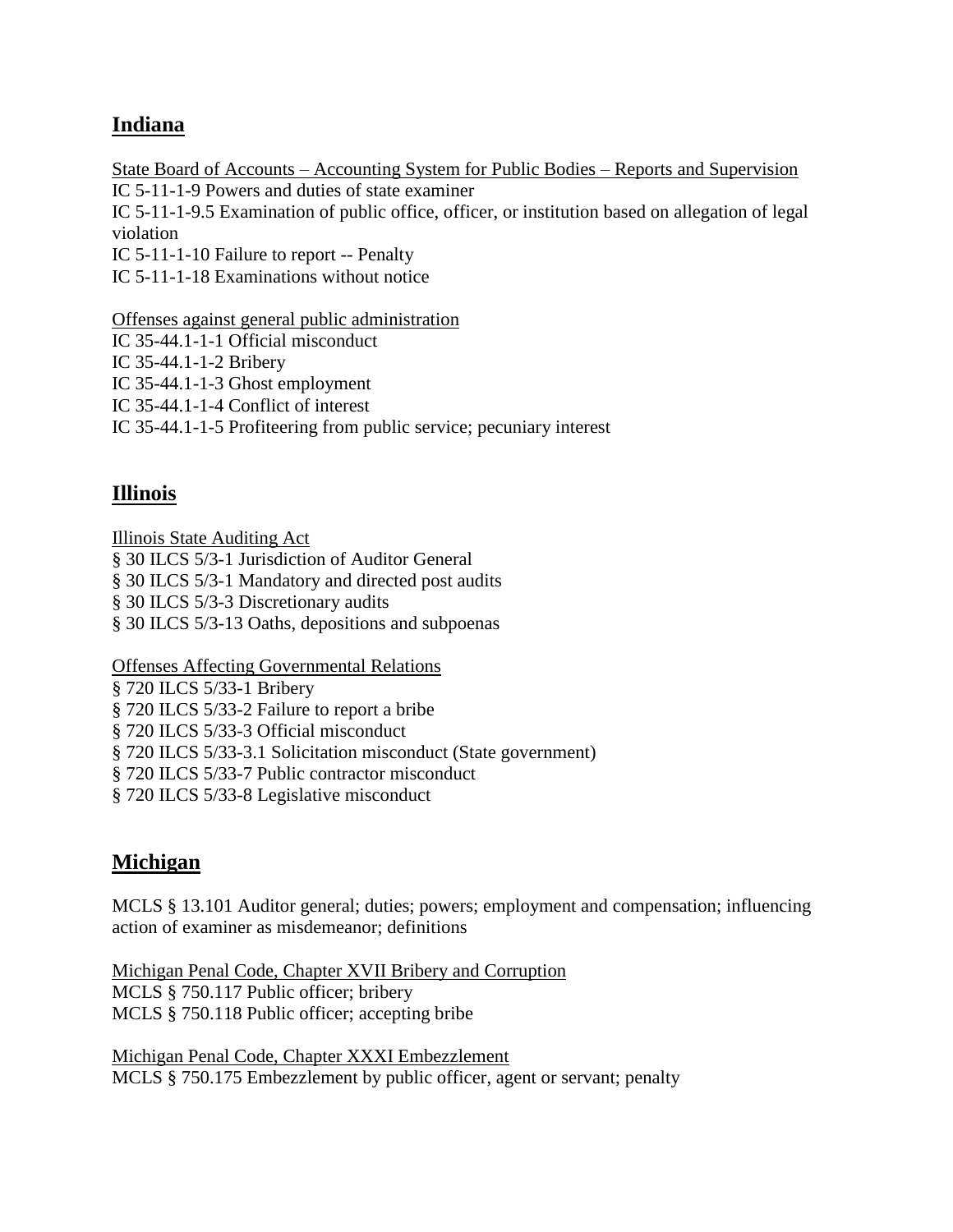## Indiana

State Board of Accounts – Accounting System for Public Bodies – Reports and Supervision
IC 5-11-1-9 Powers and duties of state examiner
IC 5-11-1-9.5 Examination of public office, officer, or institution based on allegation of legal violation
IC 5-11-1-10 Failure to report -- Penalty
IC 5-11-1-18 Examinations without notice

Offenses against general public administration
IC 35-44.1-1-1 Official misconduct
IC 35-44.1-1-2 Bribery
IC 35-44.1-1-3 Ghost employment
IC 35-44.1-1-4 Conflict of interest
IC 35-44.1-1-5 Profiteering from public service; pecuniary interest

## Illinois

Illinois State Auditing Act
§ 30 ILCS 5/3-1 Jurisdiction of Auditor General
§ 30 ILCS 5/3-1 Mandatory and directed post audits
§ 30 ILCS 5/3-3 Discretionary audits
§ 30 ILCS 5/3-13 Oaths, depositions and subpoenas

Offenses Affecting Governmental Relations
§ 720 ILCS 5/33-1 Bribery
§ 720 ILCS 5/33-2 Failure to report a bribe
§ 720 ILCS 5/33-3 Official misconduct
§ 720 ILCS 5/33-3.1 Solicitation misconduct (State government)
§ 720 ILCS 5/33-7 Public contractor misconduct
§ 720 ILCS 5/33-8 Legislative misconduct

## Michigan

MCLS § 13.101 Auditor general; duties; powers; employment and compensation; influencing action of examiner as misdemeanor; definitions

Michigan Penal Code, Chapter XVII Bribery and Corruption
MCLS § 750.117 Public officer; bribery
MCLS § 750.118 Public officer; accepting bribe

Michigan Penal Code, Chapter XXXI Embezzlement
MCLS § 750.175 Embezzlement by public officer, agent or servant; penalty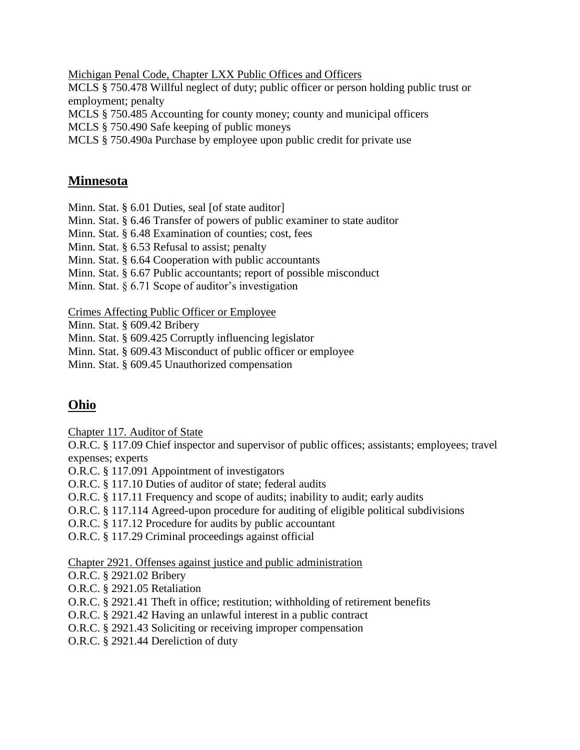Michigan Penal Code, Chapter LXX Public Offices and Officers

MCLS § 750.478 Willful neglect of duty; public officer or person holding public trust or employment; penalty

MCLS § 750.485 Accounting for county money; county and municipal officers

MCLS § 750.490 Safe keeping of public moneys

MCLS § 750.490a Purchase by employee upon public credit for private use

## Minnesota

Minn. Stat. § 6.01 Duties, seal [of state auditor]

Minn. Stat. § 6.46 Transfer of powers of public examiner to state auditor

Minn. Stat. § 6.48 Examination of counties; cost, fees

Minn. Stat. § 6.53 Refusal to assist; penalty

Minn. Stat. § 6.64 Cooperation with public accountants

Minn. Stat. § 6.67 Public accountants; report of possible misconduct

Minn. Stat. § 6.71 Scope of auditor's investigation

Crimes Affecting Public Officer or Employee

Minn. Stat. § 609.42 Bribery

Minn. Stat. § 609.425 Corruptly influencing legislator

Minn. Stat. § 609.43 Misconduct of public officer or employee

Minn. Stat. § 609.45 Unauthorized compensation

## Ohio

Chapter 117. Auditor of State

O.R.C. § 117.09 Chief inspector and supervisor of public offices; assistants; employees; travel expenses; experts

O.R.C. § 117.091 Appointment of investigators

O.R.C. § 117.10 Duties of auditor of state; federal audits

O.R.C. § 117.11 Frequency and scope of audits; inability to audit; early audits

O.R.C. § 117.114 Agreed-upon procedure for auditing of eligible political subdivisions

O.R.C. § 117.12 Procedure for audits by public accountant

O.R.C. § 117.29 Criminal proceedings against official

Chapter 2921. Offenses against justice and public administration

O.R.C. § 2921.02 Bribery

O.R.C. § 2921.05 Retaliation

O.R.C. § 2921.41 Theft in office; restitution; withholding of retirement benefits

O.R.C. § 2921.42 Having an unlawful interest in a public contract

O.R.C. § 2921.43 Soliciting or receiving improper compensation

O.R.C. § 2921.44 Dereliction of duty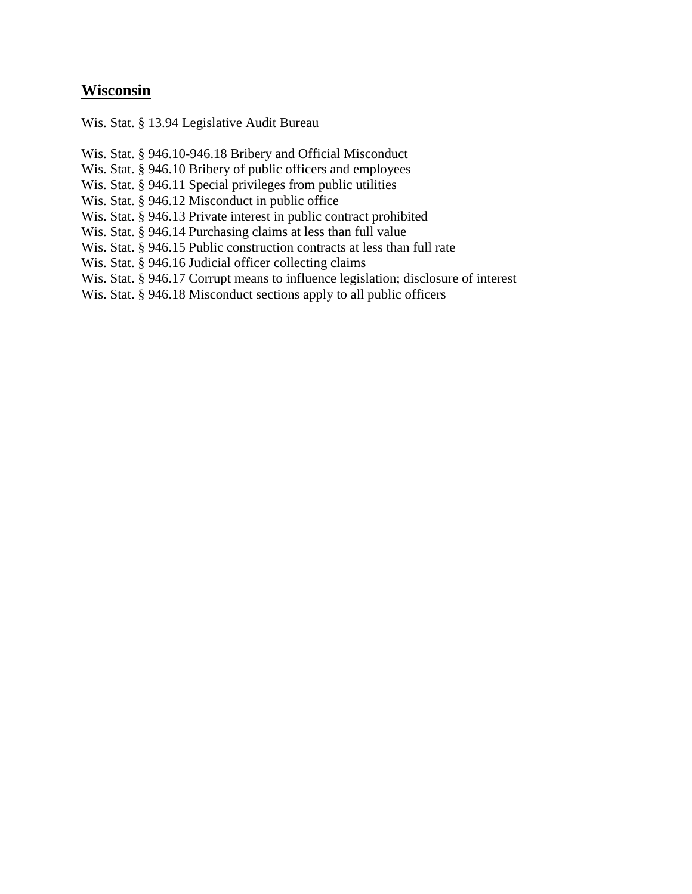## Wisconsin

Wis. Stat. § 13.94 Legislative Audit Bureau

Wis. Stat. § 946.10-946.18 Bribery and Official Misconduct
Wis. Stat. § 946.10 Bribery of public officers and employees
Wis. Stat. § 946.11 Special privileges from public utilities
Wis. Stat. § 946.12 Misconduct in public office
Wis. Stat. § 946.13 Private interest in public contract prohibited
Wis. Stat. § 946.14 Purchasing claims at less than full value
Wis. Stat. § 946.15 Public construction contracts at less than full rate
Wis. Stat. § 946.16 Judicial officer collecting claims
Wis. Stat. § 946.17 Corrupt means to influence legislation; disclosure of interest
Wis. Stat. § 946.18 Misconduct sections apply to all public officers